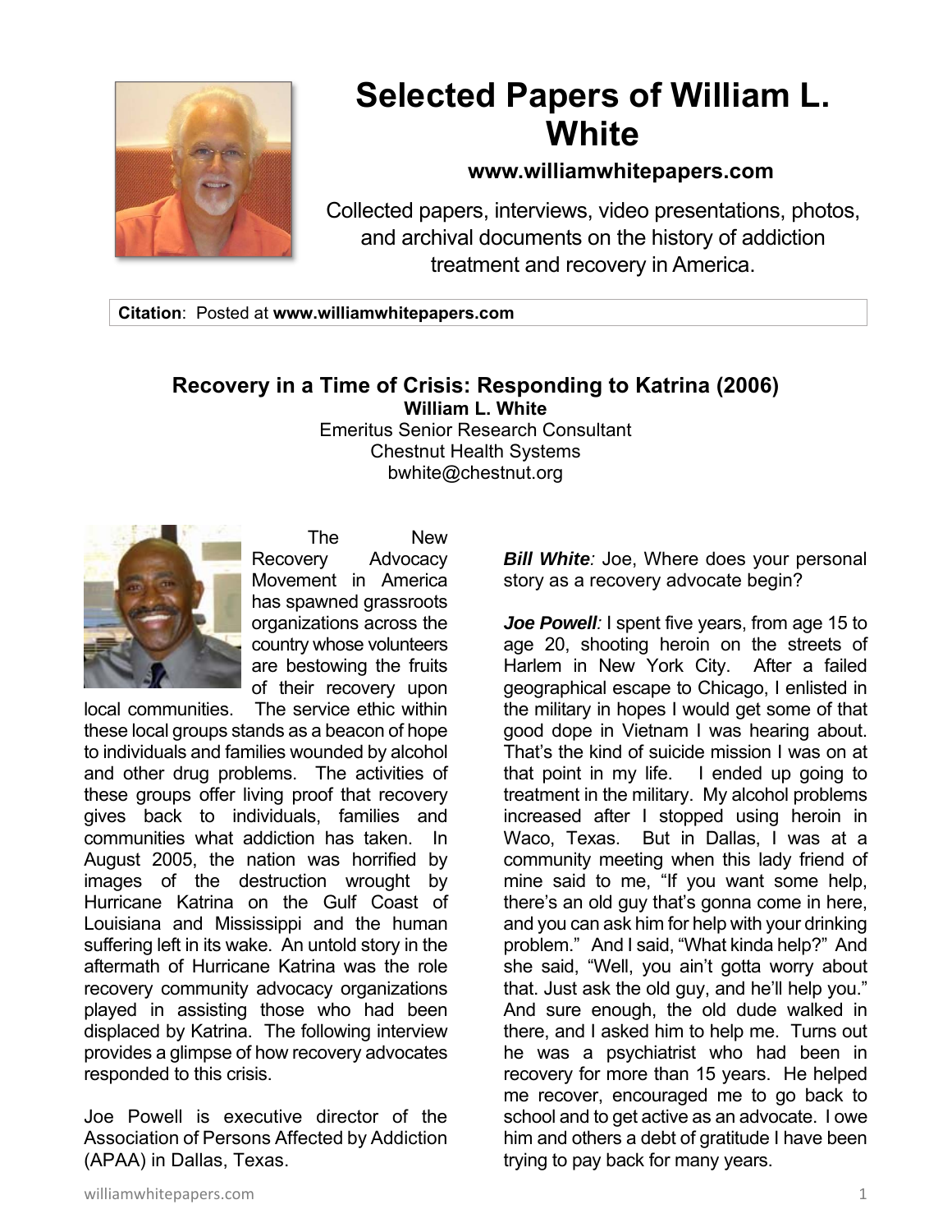# Selected Papers of William L. White

**www.williamwhitepapers.com**

Collected papers, interviews, video presentations, photos, and archival documents on the history of addiction treatment and recovery in America.

**Citation**: Posted at **www.williamwhitepapers.com**

## Recovery in a Time of Crisis: Responding to Katrina (2006)

**William L. White**
Emeritus Senior Research Consultant
Chestnut Health Systems
bwhite@chestnut.org

The New Recovery Advocacy Movement in America has spawned grassroots organizations across the country whose volunteers are bestowing the fruits of their recovery upon local communities. The service ethic within these local groups stands as a beacon of hope to individuals and families wounded by alcohol and other drug problems. The activities of these groups offer living proof that recovery gives back to individuals, families and communities what addiction has taken. In August 2005, the nation was horrified by images of the destruction wrought by Hurricane Katrina on the Gulf Coast of Louisiana and Mississippi and the human suffering left in its wake. An untold story in the aftermath of Hurricane Katrina was the role recovery community advocacy organizations played in assisting those who had been displaced by Katrina. The following interview provides a glimpse of how recovery advocates responded to this crisis.

Joe Powell is executive director of the Association of Persons Affected by Addiction (APAA) in Dallas, Texas.

***Bill White****:* Joe, Where does your personal story as a recovery advocate begin?

***Joe Powell****:* I spent five years, from age 15 to age 20, shooting heroin on the streets of Harlem in New York City. After a failed geographical escape to Chicago, I enlisted in the military in hopes I would get some of that good dope in Vietnam I was hearing about. That's the kind of suicide mission I was on at that point in my life. I ended up going to treatment in the military. My alcohol problems increased after I stopped using heroin in Waco, Texas. But in Dallas, I was at a community meeting when this lady friend of mine said to me, "If you want some help, there's an old guy that's gonna come in here, and you can ask him for help with your drinking problem." And I said, "What kinda help?" And she said, "Well, you ain't gotta worry about that. Just ask the old guy, and he'll help you." And sure enough, the old dude walked in there, and I asked him to help me. Turns out he was a psychiatrist who had been in recovery for more than 15 years. He helped me recover, encouraged me to go back to school and to get active as an advocate. I owe him and others a debt of gratitude I have been trying to pay back for many years.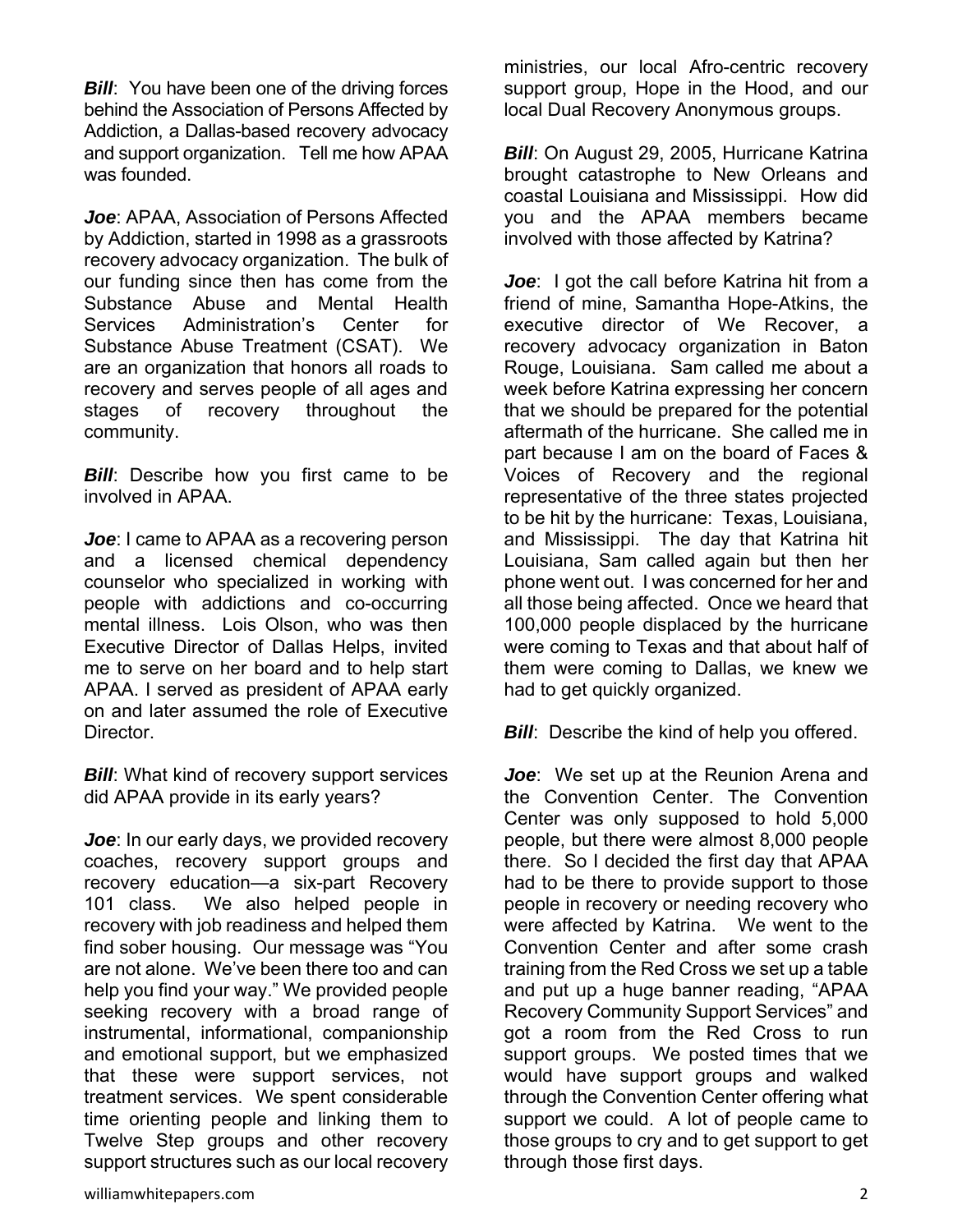***Bill***: You have been one of the driving forces behind the Association of Persons Affected by Addiction, a Dallas-based recovery advocacy and support organization. Tell me how APAA was founded.

***Joe***: APAA, Association of Persons Affected by Addiction, started in 1998 as a grassroots recovery advocacy organization. The bulk of our funding since then has come from the Substance Abuse and Mental Health Services Administration's Center for Substance Abuse Treatment (CSAT). We are an organization that honors all roads to recovery and serves people of all ages and stages of recovery throughout the community.

***Bill***: Describe how you first came to be involved in APAA.

***Joe***: I came to APAA as a recovering person and a licensed chemical dependency counselor who specialized in working with people with addictions and co-occurring mental illness. Lois Olson, who was then Executive Director of Dallas Helps, invited me to serve on her board and to help start APAA. I served as president of APAA early on and later assumed the role of Executive Director.

***Bill***: What kind of recovery support services did APAA provide in its early years?

***Joe***: In our early days, we provided recovery coaches, recovery support groups and recovery education—a six-part Recovery 101 class. We also helped people in recovery with job readiness and helped them find sober housing. Our message was "You are not alone. We've been there too and can help you find your way." We provided people seeking recovery with a broad range of instrumental, informational, companionship and emotional support, but we emphasized that these were support services, not treatment services. We spent considerable time orienting people and linking them to Twelve Step groups and other recovery support structures such as our local recovery ministries, our local Afro-centric recovery support group, Hope in the Hood, and our local Dual Recovery Anonymous groups.

***Bill***: On August 29, 2005, Hurricane Katrina brought catastrophe to New Orleans and coastal Louisiana and Mississippi. How did you and the APAA members became involved with those affected by Katrina?

***Joe***: I got the call before Katrina hit from a friend of mine, Samantha Hope-Atkins, the executive director of We Recover, a recovery advocacy organization in Baton Rouge, Louisiana. Sam called me about a week before Katrina expressing her concern that we should be prepared for the potential aftermath of the hurricane. She called me in part because I am on the board of Faces & Voices of Recovery and the regional representative of the three states projected to be hit by the hurricane: Texas, Louisiana, and Mississippi. The day that Katrina hit Louisiana, Sam called again but then her phone went out. I was concerned for her and all those being affected. Once we heard that 100,000 people displaced by the hurricane were coming to Texas and that about half of them were coming to Dallas, we knew we had to get quickly organized.

***Bill***: Describe the kind of help you offered.

***Joe***: We set up at the Reunion Arena and the Convention Center. The Convention Center was only supposed to hold 5,000 people, but there were almost 8,000 people there. So I decided the first day that APAA had to be there to provide support to those people in recovery or needing recovery who were affected by Katrina. We went to the Convention Center and after some crash training from the Red Cross we set up a table and put up a huge banner reading, "APAA Recovery Community Support Services" and got a room from the Red Cross to run support groups. We posted times that we would have support groups and walked through the Convention Center offering what support we could. A lot of people came to those groups to cry and to get support to get through those first days.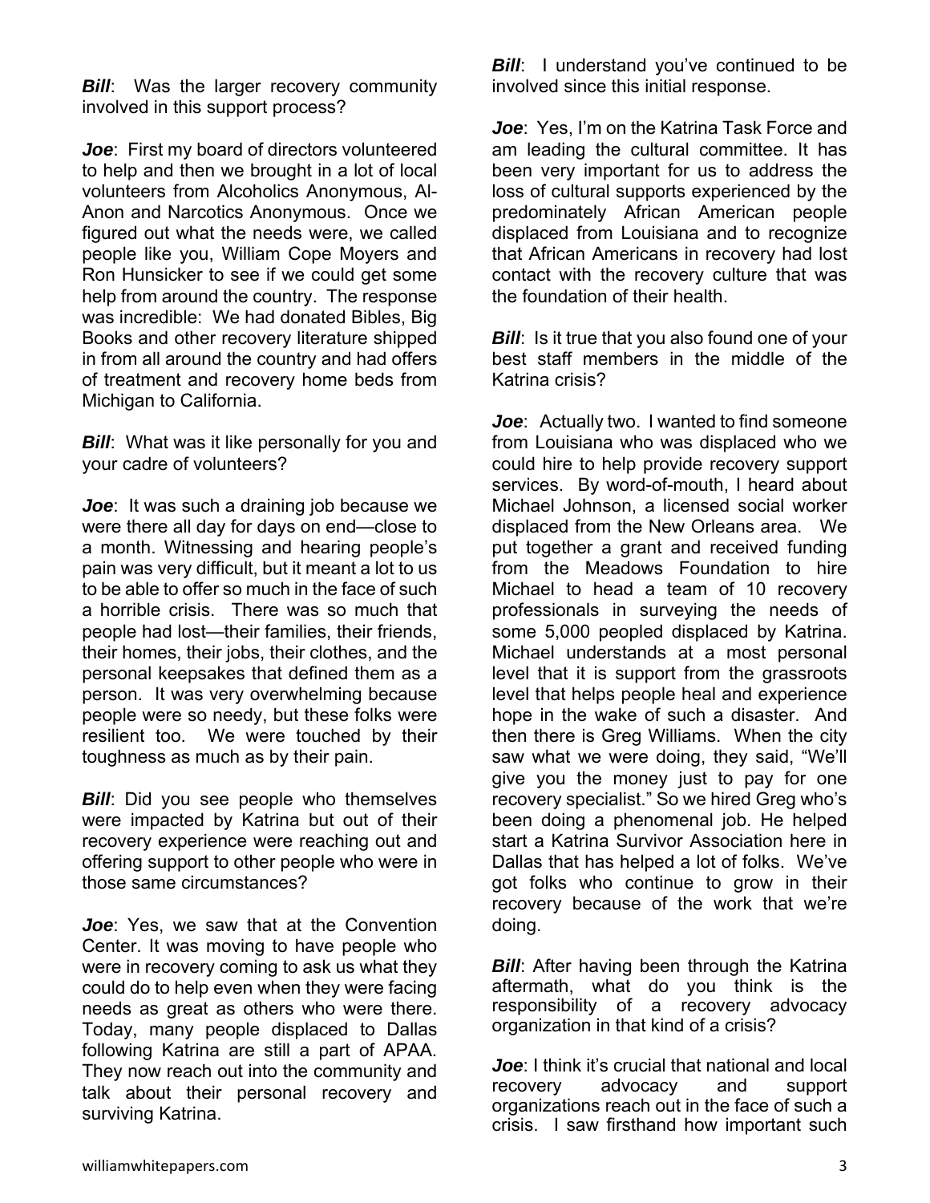***Bill***: Was the larger recovery community involved in this support process?

***Joe***: First my board of directors volunteered to help and then we brought in a lot of local volunteers from Alcoholics Anonymous, Al-Anon and Narcotics Anonymous. Once we figured out what the needs were, we called people like you, William Cope Moyers and Ron Hunsicker to see if we could get some help from around the country. The response was incredible: We had donated Bibles, Big Books and other recovery literature shipped in from all around the country and had offers of treatment and recovery home beds from Michigan to California.

***Bill***: What was it like personally for you and your cadre of volunteers?

***Joe***: It was such a draining job because we were there all day for days on end—close to a month. Witnessing and hearing people's pain was very difficult, but it meant a lot to us to be able to offer so much in the face of such a horrible crisis. There was so much that people had lost—their families, their friends, their homes, their jobs, their clothes, and the personal keepsakes that defined them as a person. It was very overwhelming because people were so needy, but these folks were resilient too. We were touched by their toughness as much as by their pain.

***Bill***: Did you see people who themselves were impacted by Katrina but out of their recovery experience were reaching out and offering support to other people who were in those same circumstances?

***Joe***: Yes, we saw that at the Convention Center. It was moving to have people who were in recovery coming to ask us what they could do to help even when they were facing needs as great as others who were there. Today, many people displaced to Dallas following Katrina are still a part of APAA. They now reach out into the community and talk about their personal recovery and surviving Katrina.

***Bill***: I understand you've continued to be involved since this initial response.

***Joe***: Yes, I'm on the Katrina Task Force and am leading the cultural committee. It has been very important for us to address the loss of cultural supports experienced by the predominately African American people displaced from Louisiana and to recognize that African Americans in recovery had lost contact with the recovery culture that was the foundation of their health.

***Bill***: Is it true that you also found one of your best staff members in the middle of the Katrina crisis?

***Joe***: Actually two. I wanted to find someone from Louisiana who was displaced who we could hire to help provide recovery support services. By word-of-mouth, I heard about Michael Johnson, a licensed social worker displaced from the New Orleans area. We put together a grant and received funding from the Meadows Foundation to hire Michael to head a team of 10 recovery professionals in surveying the needs of some 5,000 peopled displaced by Katrina. Michael understands at a most personal level that it is support from the grassroots level that helps people heal and experience hope in the wake of such a disaster. And then there is Greg Williams. When the city saw what we were doing, they said, "We'll give you the money just to pay for one recovery specialist." So we hired Greg who's been doing a phenomenal job. He helped start a Katrina Survivor Association here in Dallas that has helped a lot of folks. We've got folks who continue to grow in their recovery because of the work that we're doing.

***Bill***: After having been through the Katrina aftermath, what do you think is the responsibility of a recovery advocacy organization in that kind of a crisis?

***Joe***: I think it's crucial that national and local recovery advocacy and support organizations reach out in the face of such a crisis. I saw firsthand how important such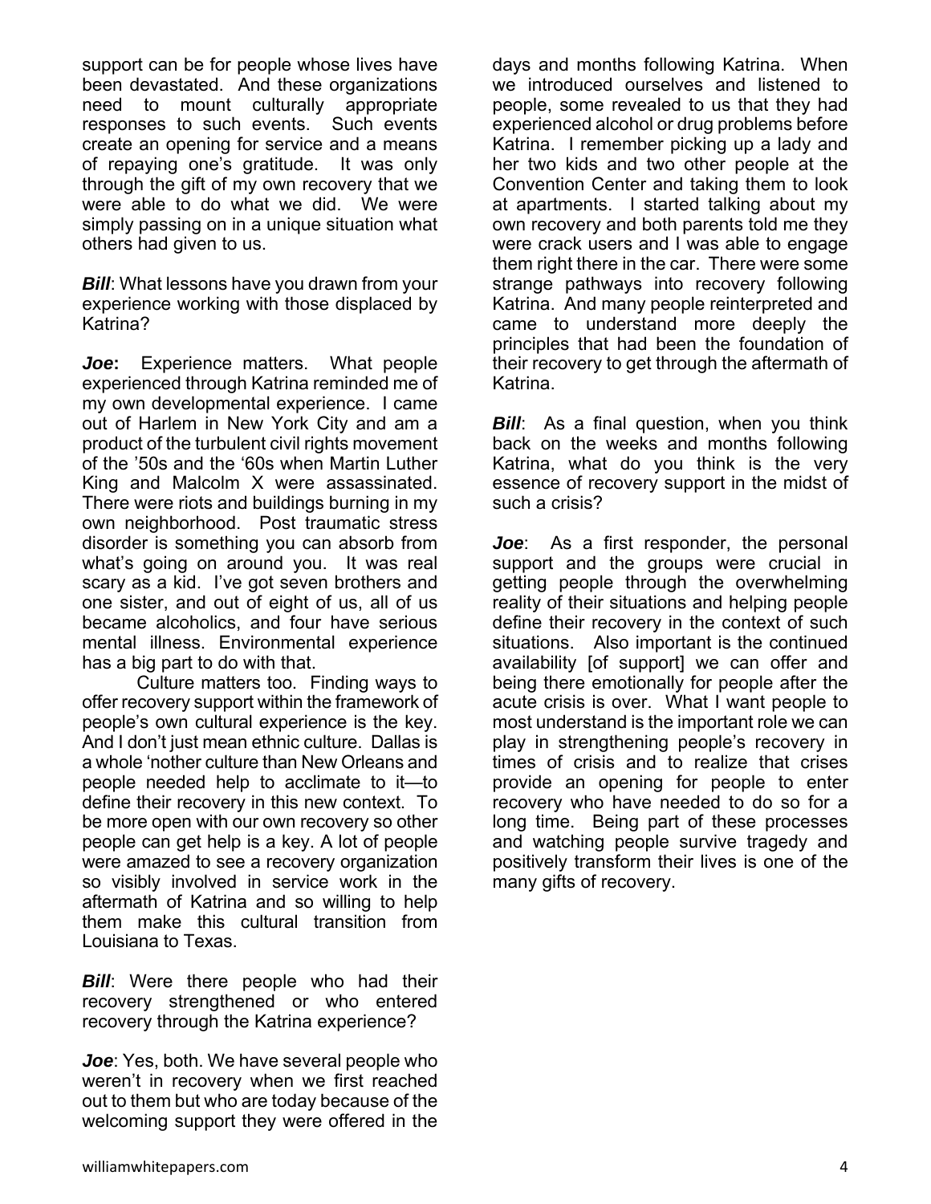support can be for people whose lives have been devastated. And these organizations need to mount culturally appropriate responses to such events. Such events create an opening for service and a means of repaying one's gratitude. It was only through the gift of my own recovery that we were able to do what we did. We were simply passing on in a unique situation what others had given to us.

***Bill***: What lessons have you drawn from your experience working with those displaced by Katrina?

***Joe*:** Experience matters. What people experienced through Katrina reminded me of my own developmental experience. I came out of Harlem in New York City and am a product of the turbulent civil rights movement of the '50s and the '60s when Martin Luther King and Malcolm X were assassinated. There were riots and buildings burning in my own neighborhood. Post traumatic stress disorder is something you can absorb from what's going on around you. It was real scary as a kid. I've got seven brothers and one sister, and out of eight of us, all of us became alcoholics, and four have serious mental illness. Environmental experience has a big part to do with that.

Culture matters too. Finding ways to offer recovery support within the framework of people's own cultural experience is the key. And I don't just mean ethnic culture. Dallas is a whole 'nother culture than New Orleans and people needed help to acclimate to it—to define their recovery in this new context. To be more open with our own recovery so other people can get help is a key. A lot of people were amazed to see a recovery organization so visibly involved in service work in the aftermath of Katrina and so willing to help them make this cultural transition from Louisiana to Texas.

***Bill***: Were there people who had their recovery strengthened or who entered recovery through the Katrina experience?

***Joe***: Yes, both. We have several people who weren't in recovery when we first reached out to them but who are today because of the welcoming support they were offered in the days and months following Katrina. When we introduced ourselves and listened to people, some revealed to us that they had experienced alcohol or drug problems before Katrina. I remember picking up a lady and her two kids and two other people at the Convention Center and taking them to look at apartments. I started talking about my own recovery and both parents told me they were crack users and I was able to engage them right there in the car. There were some strange pathways into recovery following Katrina. And many people reinterpreted and came to understand more deeply the principles that had been the foundation of their recovery to get through the aftermath of Katrina.

***Bill***: As a final question, when you think back on the weeks and months following Katrina, what do you think is the very essence of recovery support in the midst of such a crisis?

***Joe***: As a first responder, the personal support and the groups were crucial in getting people through the overwhelming reality of their situations and helping people define their recovery in the context of such situations. Also important is the continued availability [of support] we can offer and being there emotionally for people after the acute crisis is over. What I want people to most understand is the important role we can play in strengthening people's recovery in times of crisis and to realize that crises provide an opening for people to enter recovery who have needed to do so for a long time. Being part of these processes and watching people survive tragedy and positively transform their lives is one of the many gifts of recovery.